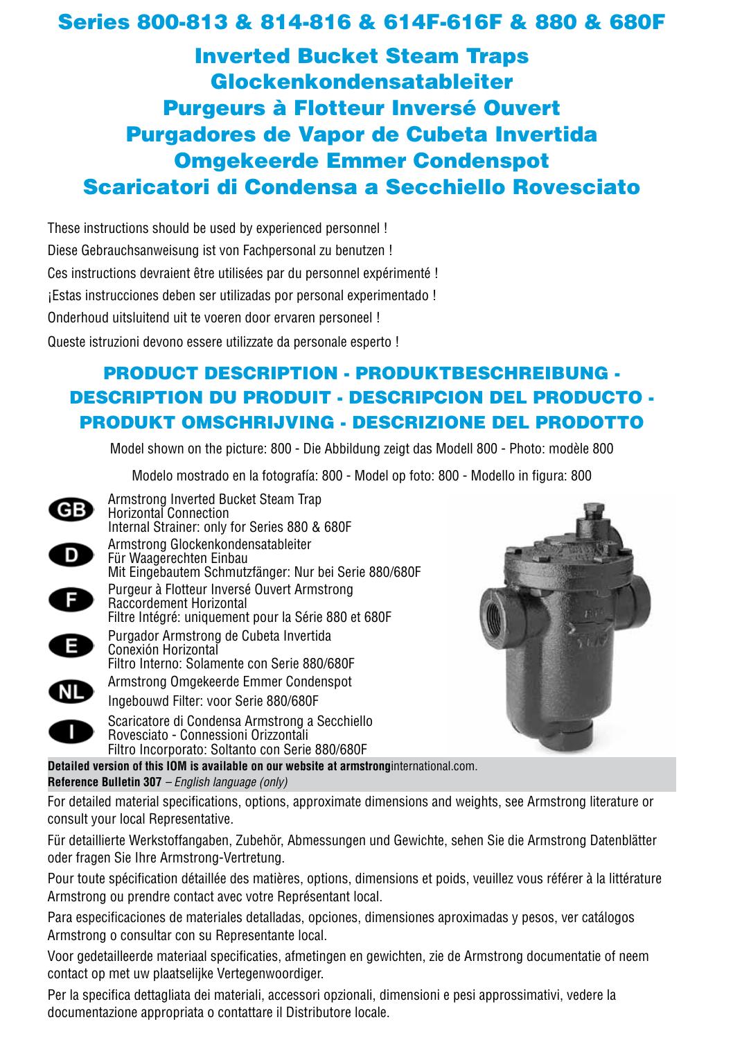# Series 800-813 & 814-816 & 614F-616F & 880 & 680F

## Inverted Bucket Steam Traps
## Glockenkondensatableiter
## Purgeurs à Flotteur Inversé Ouvert
## Purgadores de Vapor de Cubeta Invertida
## Omgekeerde Emmer Condenspot
## Scaricatori di Condensa a Secchiello Rovesciato

These instructions should be used by experienced personnel !

Diese Gebrauchsanweisung ist von Fachpersonal zu benutzen !

Ces instructions devraient être utilisées par du personnel expérimenté !

¡Estas instrucciones deben ser utilizadas por personal experimentado !

Onderhoud uitsluitend uit te voeren door ervaren personeel !

Queste istruzioni devono essere utilizzate da personale esperto !

## PRODUCT DESCRIPTION - PRODUKTBESCHREIBUNG - DESCRIPTION DU PRODUIT - DESCRIPCION DEL PRODUCTO - PRODUKT OMSCHRIJVING - DESCRIZIONE DEL PRODOTTO

Model shown on the picture: 800 - Die Abbildung zeigt das Modell 800 - Photo: modèle 800

Modelo mostrado en la fotografía: 800 - Model op foto: 800 - Modello in figura: 800

**GB**
Armstrong Inverted Bucket Steam Trap
Horizontal Connection
Internal Strainer: only for Series 880 & 680F

**D**
Armstrong Glockenkondensatableiter
Für Waagerechten Einbau
Mit Eingebautem Schmutzfänger: Nur bei Serie 880/680F

**F**
Purgeur à Flotteur Inversé Ouvert Armstrong
Raccordement Horizontal
Filtre Intégré: uniquement pour la Série 880 et 680F

**E**
Purgador Armstrong de Cubeta Invertida
Conexión Horizontal
Filtro Interno: Solamente con Serie 880/680F

**NL**
Armstrong Omgekeerde Emmer Condenspot
Ingebouwd Filter: voor Serie 880/680F

**I**
Scaricatore di Condensa Armstrong a Secchiello
Rovesciato - Connessioni Orizzontali
Filtro Incorporato: Soltanto con Serie 880/680F

**Detailed version of this IOM is available on our website at armstrong**international.com.
**Reference Bulletin 307** – *English language (only)*

For detailed material specifications, options, approximate dimensions and weights, see Armstrong literature or consult your local Representative.

Für detaillierte Werkstoffangaben, Zubehör, Abmessungen und Gewichte, sehen Sie die Armstrong Datenblätter oder fragen Sie Ihre Armstrong-Vertretung.

Pour toute spécification détaillée des matières, options, dimensions et poids, veuillez vous référer à la littérature Armstrong ou prendre contact avec votre Représentant local.

Para especificaciones de materiales detalladas, opciones, dimensiones aproximadas y pesos, ver catálogos Armstrong o consultar con su Representante local.

Voor gedetailleerde materiaal specificaties, afmetingen en gewichten, zie de Armstrong documentatie of neem contact op met uw plaatselijke Vertegenwoordiger.

Per la specifica dettagliata dei materiali, accessori opzionali, dimensioni e pesi approssimativi, vedere la documentazione appropriata o contattare il Distributore locale.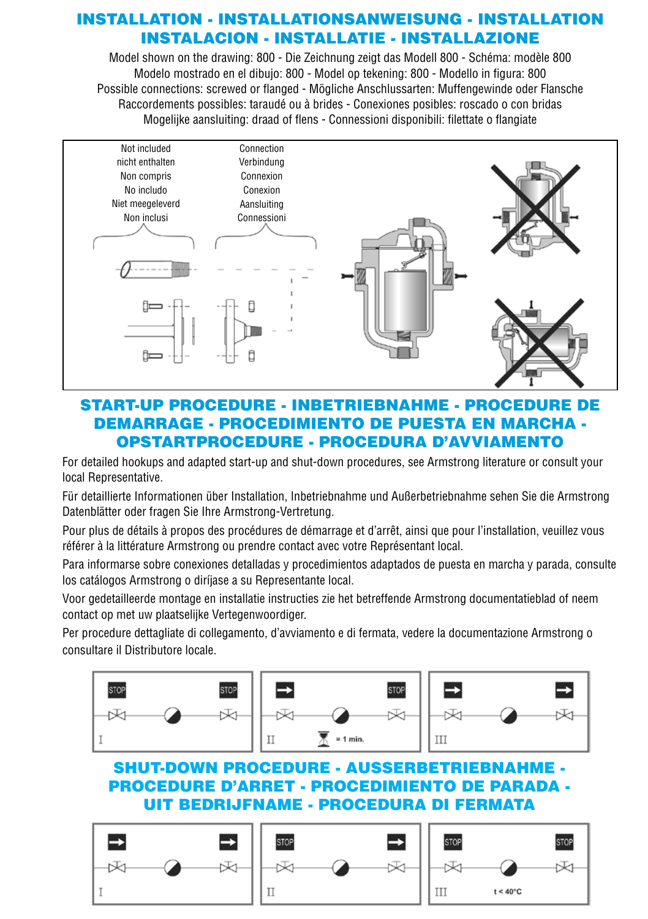# INSTALLATION - INSTALLATIONSANWEISUNG - INSTALLATION INSTALACION - INSTALLATIE - INSTALLAZIONE

Model shown on the drawing: 800 - Die Zeichnung zeigt das Modell 800 - Schéma: modèle 800
Modelo mostrado en el dibujo: 800 - Model op tekening: 800 - Modello in figura: 800
Possible connections: screwed or flanged - Mögliche Anschlussarten: Muffengewinde oder Flansche
Raccordements possibles: taraudé ou à brides - Conexiones posibles: roscado o con bridas
Mogelijke aansluiting: draad of flens - Connessioni disponibili: filettate o flangiate

Not included
nicht enthalten
Non compris
No incluido
Niet meegeleverd
Non inclusi

Connection
Verbindung
Connexion
Conexion
Aansluiting
Connessioni

# START-UP PROCEDURE - INBETRIEBNAHME - PROCEDURE DE DEMARRAGE - PROCEDIMIENTO DE PUESTA EN MARCHA - OPSTARTPROCEDURE - PROCEDURA D'AVVIAMENTO

For detailed hookups and adapted start-up and shut-down procedures, see Armstrong literature or consult your local Representative.

Für detaillierte Informationen über Installation, Inbetriebnahme und Außerbetriebnahme sehen Sie die Armstrong Datenblätter oder fragen Sie Ihre Armstrong-Vertretung.

Pour plus de détails à propos des procédures de démarrage et d'arrêt, ainsi que pour l'installation, veuillez vous référer à la littérature Armstrong ou prendre contact avec votre Représentant local.

Para informarse sobre conexiones detalladas y procedimientos adaptados de puesta en marcha y parada, consulte los catálogos Armstrong o diríjase a su Representante local.

Voor gedetailleerde montage en installatie instructies zie het betreffende Armstrong documentatieblad of neem contact op met uw plaatselijke Vertegenwoordiger.

Per procedure dettagliate di collegamento, d'avviamento e di fermata, vedere la documentazione Armstrong o consultare il Distributore locale.

I: STOP — STOP
II: → — STOP; ⧗ = 1 min.
III: → — →

# SHUT-DOWN PROCEDURE - AUSSERBETRIEBNAHME - PROCEDURE D'ARRET - PROCEDIMIENTO DE PARADA - UIT BEDRIJFNAME - PROCEDURA DI FERMATA

I: → — →
II: STOP — →
III: STOP — STOP; t < 40°C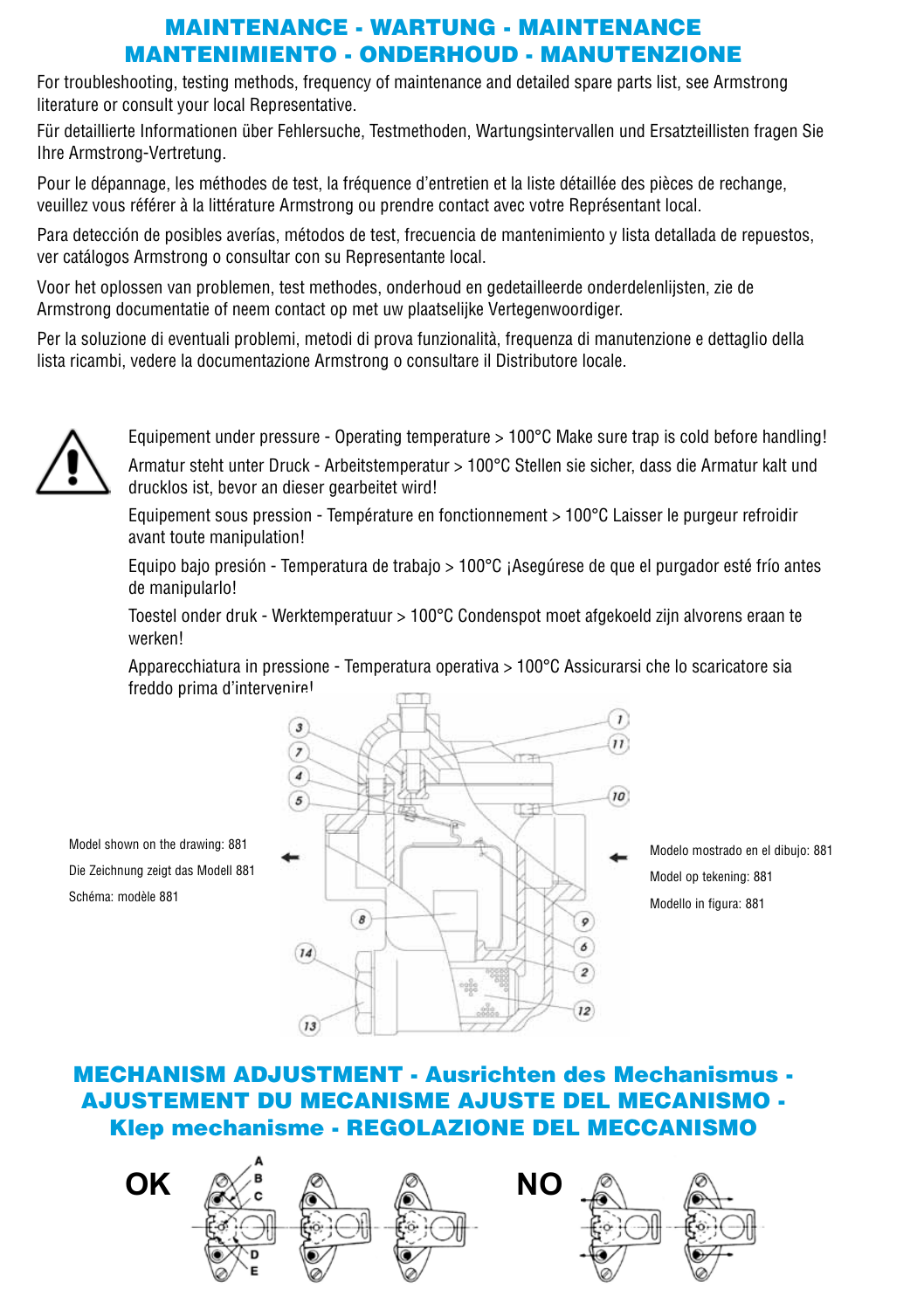# MAINTENANCE - WARTUNG - MAINTENANCE
# MANTENIMIENTO - ONDERHOUD - MANUTENZIONE

For troubleshooting, testing methods, frequency of maintenance and detailed spare parts list, see Armstrong literature or consult your local Representative.

Für detaillierte Informationen über Fehlersuche, Testmethoden, Wartungsintervallen und Ersatzteillisten fragen Sie Ihre Armstrong-Vertretung.

Pour le dépannage, les méthodes de test, la fréquence d'entretien et la liste détaillée des pièces de rechange, veuillez vous référer à la littérature Armstrong ou prendre contact avec votre Représentant local.

Para detección de posibles averías, métodos de test, frecuencia de mantenimiento y lista detallada de repuestos, ver catálogos Armstrong o consultar con su Representante local.

Voor het oplossen van problemen, test methodes, onderhoud en gedetailleerde onderdelenlijsten, zie de Armstrong documentatie of neem contact op met uw plaatselijke Vertegenwoordiger.

Per la soluzione di eventuali problemi, metodi di prova funzionalità, frequenza di manutenzione e dettaglio della lista ricambi, vedere la documentazione Armstrong o consultare il Distributore locale.

Equipement under pressure - Operating temperature > 100°C Make sure trap is cold before handling!

Armatur steht unter Druck - Arbeitstemperatur > 100°C Stellen sie sicher, dass die Armatur kalt und drucklos ist, bevor an dieser gearbeitet wird!

Equipement sous pression - Température en fonctionnement > 100°C Laisser le purgeur refroidir avant toute manipulation!

Equipo bajo presión - Temperatura de trabajo > 100°C ¡Asegúrese de que el purgador esté frío antes de manipularlo!

Toestel onder druk - Werktemperatuur > 100°C Condenspot moet afgekoeld zijn alvorens eraan te werken!

Apparecchiatura in pressione - Temperatura operativa > 100°C Assicurarsi che lo scaricatore sia freddo prima d'intervenire!

Model shown on the drawing: 881

Die Zeichnung zeigt das Modell 881

Schéma: modèle 881

Modelo mostrado en el dibujo: 881

Model op tekening: 881

Modello in figura: 881

# MECHANISM ADJUSTMENT - Ausrichten des Mechanismus - AJUSTEMENT DU MECANISME AJUSTE DEL MECANISMO - Klep mechanisme - REGOLAZIONE DEL MECCANISMO

OK

NO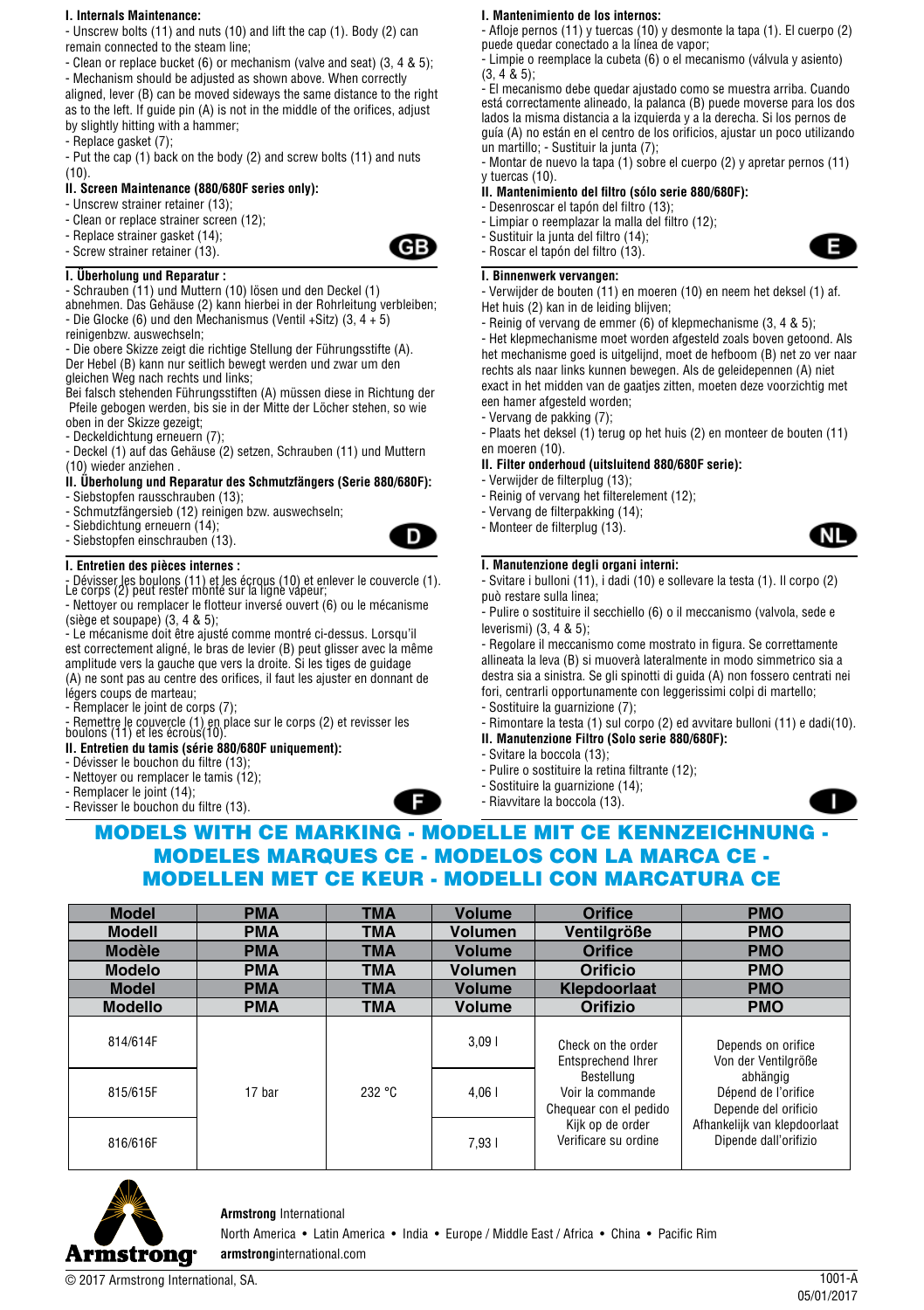**I. Internals Maintenance:**

- Unscrew bolts (11) and nuts (10) and lift the cap (1). Body (2) can remain connected to the steam line;
- Clean or replace bucket (6) or mechanism (valve and seat) (3, 4 & 5);
- Mechanism should be adjusted as shown above. When correctly aligned, lever (B) can be moved sideways the same distance to the right as to the left. If guide pin (A) is not in the middle of the orifices, adjust by slightly hitting with a hammer;
- Replace gasket (7);
- Put the cap (1) back on the body (2) and screw bolts (11) and nuts (10).

**II. Screen Maintenance (880/680F series only):**

- Unscrew strainer retainer (13);
- Clean or replace strainer screen (12);
- Replace strainer gasket (14);
- Screw strainer retainer (13).

GB

**I. Überholung und Reparatur :**

- Schrauben (11) und Muttern (10) lösen und den Deckel (1) abnehmen. Das Gehäuse (2) kann hierbei in der Rohrleitung verbleiben;
- Die Glocke (6) und den Mechanismus (Ventil +Sitz) (3, 4 + 5) reinigenbzw. auswechseln;
- Die obere Skizze zeigt die richtige Stellung der Führungsstifte (A). Der Hebel (B) kann nur seitlich bewegt werden und zwar um den gleichen Weg nach rechts und links;

Bei falsch stehenden Führungsstiften (A) müssen diese in Richtung der Pfeile gebogen werden, bis sie in der Mitte der Löcher stehen, so wie oben in der Skizze gezeigt;

- Deckeldichtung erneuern (7);
- Deckel (1) auf das Gehäuse (2) setzen, Schrauben (11) und Muttern (10) wieder anziehen .

**II. Überholung und Reparatur des Schmutzfängers (Serie 880/680F):**

- Siebstopfen rausschrauben (13);
- Schmutzfängersieb (12) reinigen bzw. auswechseln;
- Siebdichtung erneuern (14);
- Siebstopfen einschrauben (13).

D

**I. Entretien des pièces internes :**

- Dévisser les boulons (11) et les écrous (10) et enlever le couvercle (1). Le corps (2) peut rester monté sur la ligne vapeur;
- Nettoyer ou remplacer le flotteur inversé ouvert (6) ou le mécanisme (siège et soupape) (3, 4 & 5);
- Le mécanisme doit être ajusté comme montré ci-dessus. Lorsqu'il est correctement aligné, le bras de levier (B) peut glisser avec la même amplitude vers la gauche que vers la droite. Si les tiges de guidage (A) ne sont pas au centre des orifices, il faut les ajuster en donnant de légers coups de marteau;
- Remplacer le joint de corps (7);
- Remettre le couvercle (1) en place sur le corps (2) et revisser les boulons (11) et les écrous(10).

**II. Entretien du tamis (série 880/680F uniquement):**

- Dévisser le bouchon du filtre (13);
- Nettoyer ou remplacer le tamis (12);
- Remplacer le joint (14);
- Revisser le bouchon du filtre (13).

F

**I. Mantenimiento de los internos:**

- Afloje pernos (11) y tuercas (10) y desmonte la tapa (1). El cuerpo (2) puede quedar conectado a la línea de vapor;
- Limpie o reemplace la cubeta (6) o el mecanismo (válvula y asiento) (3, 4 & 5);
- El mecanismo debe quedar ajustado como se muestra arriba. Cuando está correctamente alineado, la palanca (B) puede moverse para los dos lados la misma distancia a la izquierda y a la derecha. Si los pernos de guía (A) no están en el centro de los orificios, ajustar un poco utilizando un martillo; - Sustituir la junta (7);
- Montar de nuevo la tapa (1) sobre el cuerpo (2) y apretar pernos (11) y tuercas (10).

**II. Mantenimiento del filtro (sólo serie 880/680F):**

- Desenroscar el tapón del filtro (13);
- Limpiar o reemplazar la malla del filtro (12);
- Sustituir la junta del filtro (14);
- Roscar el tapón del filtro (13).

E

**I. Binnenwerk vervangen:**

- Verwijder de bouten (11) en moeren (10) en neem het deksel (1) af. Het huis (2) kan in de leiding blijven;
- Reinig of vervang de emmer (6) of klepmechanisme (3, 4 & 5);
- Het klepmechanisme moet worden afgesteld zoals boven getoond. Als het mechanisme goed is uitgelijnd, moet de hefboom (B) net zo ver naar rechts als naar links kunnen bewegen. Als de geleidepennen (A) niet exact in het midden van de gaatjes zitten, moeten deze voorzichtig met een hamer afgesteld worden;
- Vervang de pakking (7);
- Plaats het deksel (1) terug op het huis (2) en monteer de bouten (11) en moeren (10).

**II. Filter onderhoud (uitsluitend 880/680F serie):**

- Verwijder de filterplug (13);
- Reinig of vervang het filterelement (12);
- Vervang de filterpakking (14);
- Monteer de filterplug (13).

NL

**I. Manutenzione degli organi interni:**

- Svitare i bulloni (11), i dadi (10) e sollevare la testa (1). Il corpo (2) può restare sulla linea;
- Pulire o sostituire il secchiello (6) o il meccanismo (valvola, sede e leverismi) (3, 4 & 5);
- Regolare il meccanismo come mostrato in figura. Se correttamente allineata la leva (B) si muoverà lateralmente in modo simmetrico sia a destra sia a sinistra. Se gli spinotti di guida (A) non fossero centrati nei fori, centrarli opportunamente con leggerissimi colpi di martello;
- Sostituire la guarnizione (7);
- Rimontare la testa (1) sul corpo (2) ed avvitare bulloni (11) e dadi(10).

**II. Manutenzione Filtro (Solo serie 880/680F):**

- Svitare la boccola (13);
- Pulire o sostituire la retina filtrante (12);
- Sostituire la guarnizione (14);
- Riavvitare la boccola (13).

I

## MODELS WITH CE MARKING - MODELLE MIT CE KENNZEICHNUNG - MODELES MARQUES CE - MODELOS CON LA MARCA CE - MODELLEN MET CE KEUR - MODELLI CON MARCATURA CE

| Model | PMA | TMA | Volume | Orifice | PMO |
|---|---|---|---|---|---|
| Modell | PMA | TMA | Volumen | Ventilgröße | PMO |
| Modèle | PMA | TMA | Volume | Orifice | PMO |
| Modelo | PMA | TMA | Volumen | Orificio | PMO |
| Model | PMA | TMA | Volume | Klepdoorlaat | PMO |
| Modello | PMA | TMA | Volume | Orifizio | PMO |
| 814/614F | 17 bar | 232 °C | 3,09 l | Check on the order<br>Entsprechend Ihrer Bestellung<br>Voir la commande<br>Chequear con el pedido<br>Kijk op de order<br>Verificare su ordine | Depends on orifice<br>Von der Ventilgröße abhängig<br>Dépend de l'orifice<br>Depende del orificio<br>Afhankelijk van klepdoorlaat<br>Dipende dall'orifizio |
| 815/615F | | | 4,06 l | | |
| 816/616F | | | 7,93 l | | |

**Armstrong** International

North America • Latin America • India • Europe / Middle East / Africa • China • Pacific Rim

**armstrong**international.com

© 2017 Armstrong International, SA.

1001-A
05/01/2017